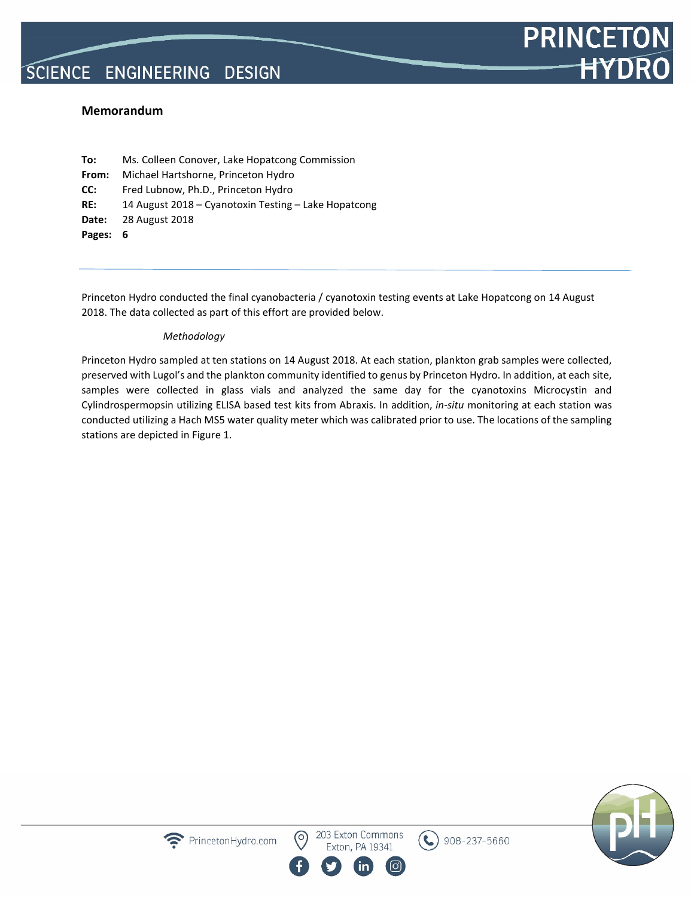# Memorandum

**To:** Ms. Colleen Conover, Lake Hopatcong Commission
**From:** Michael Hartshorne, Princeton Hydro
**CC:** Fred Lubnow, Ph.D., Princeton Hydro
**RE:** 14 August 2018 – Cyanotoxin Testing – Lake Hopatcong
**Date:** 28 August 2018
**Pages:** 6

---

Princeton Hydro conducted the final cyanobacteria / cyanotoxin testing events at Lake Hopatcong on 14 August 2018. The data collected as part of this effort are provided below.

*Methodology*

Princeton Hydro sampled at ten stations on 14 August 2018. At each station, plankton grab samples were collected, preserved with Lugol's and the plankton community identified to genus by Princeton Hydro. In addition, at each site, samples were collected in glass vials and analyzed the same day for the cyanotoxins Microcystin and Cylindrospermopsin utilizing ELISA based test kits from Abraxis. In addition, *in-situ* monitoring at each station was conducted utilizing a Hach MS5 water quality meter which was calibrated prior to use. The locations of the sampling stations are depicted in Figure 1.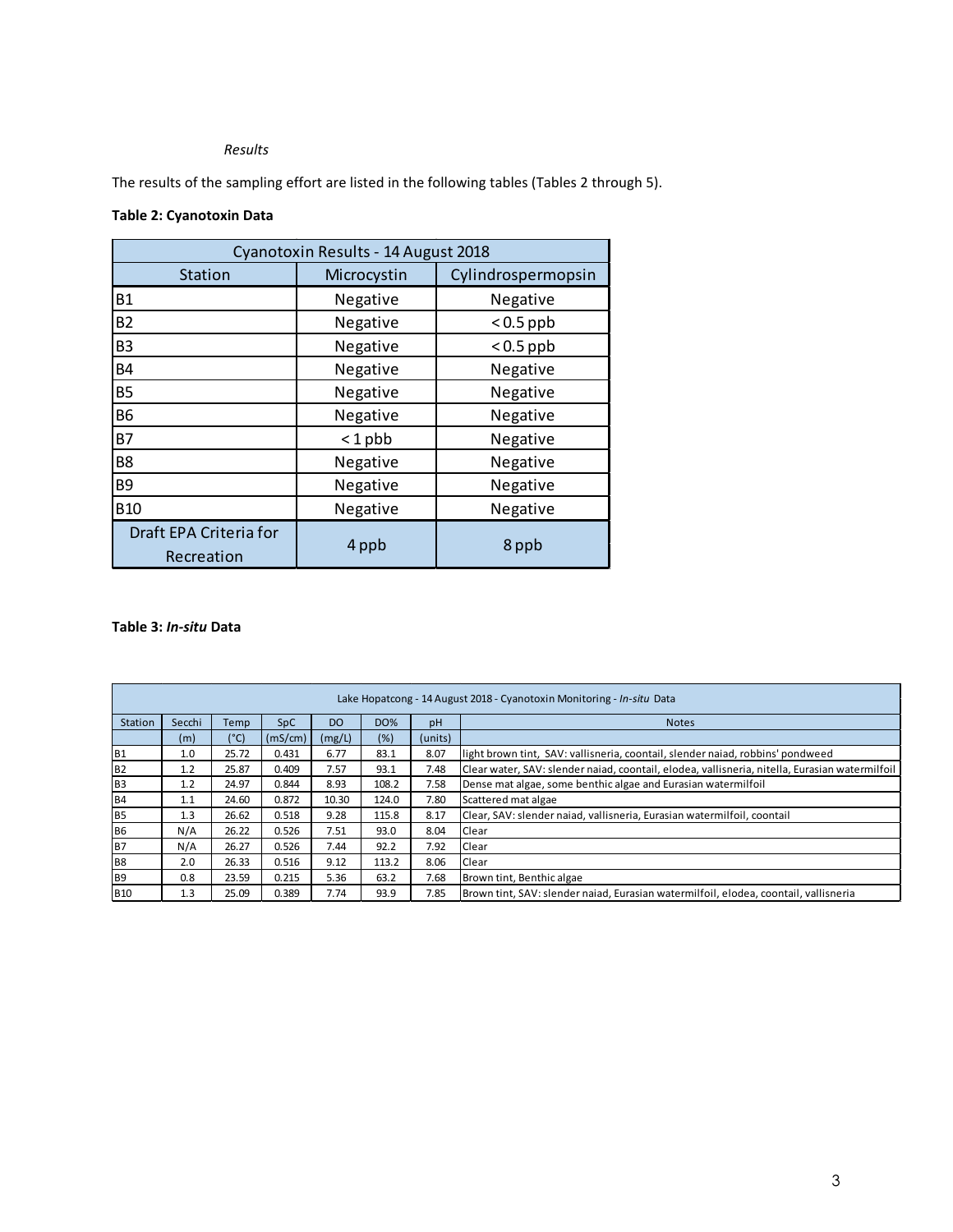*Results*

The results of the sampling effort are listed in the following tables (Tables 2 through 5).

**Table 2: Cyanotoxin Data**

| Cyanotoxin Results - 14 August 2018 | | |
|---|---|---|
| Station | Microcystin | Cylindrospermopsin |
| B1 | Negative | Negative |
| B2 | Negative | < 0.5 ppb |
| B3 | Negative | < 0.5 ppb |
| B4 | Negative | Negative |
| B5 | Negative | Negative |
| B6 | Negative | Negative |
| B7 | < 1 pbb | Negative |
| B8 | Negative | Negative |
| B9 | Negative | Negative |
| B10 | Negative | Negative |
| Draft EPA Criteria for Recreation | 4 ppb | 8 ppb |

**Table 3: *In-situ* Data**

| Lake Hopatcong - 14 August 2018 - Cyanotoxin Monitoring - *In-situ* Data | | | | | | | |
|---|---|---|---|---|---|---|---|
| Station | Secchi | Temp | SpC | DO | DO% | pH | Notes |
| | (m) | (°C) | (mS/cm) | (mg/L) | (%) | (units) | |
| B1 | 1.0 | 25.72 | 0.431 | 6.77 | 83.1 | 8.07 | light brown tint, SAV: vallisneria, coontail, slender naiad, robbins' pondweed |
| B2 | 1.2 | 25.87 | 0.409 | 7.57 | 93.1 | 7.48 | Clear water, SAV: slender naiad, coontail, elodea, vallisneria, nitella, Eurasian watermilfoil |
| B3 | 1.2 | 24.97 | 0.844 | 8.93 | 108.2 | 7.58 | Dense mat algae, some benthic algae and Eurasian watermilfoil |
| B4 | 1.1 | 24.60 | 0.872 | 10.30 | 124.0 | 7.80 | Scattered mat algae |
| B5 | 1.3 | 26.62 | 0.518 | 9.28 | 115.8 | 8.17 | Clear, SAV: slender naiad, vallisneria, Eurasian watermilfoil, coontail |
| B6 | N/A | 26.22 | 0.526 | 7.51 | 93.0 | 8.04 | Clear |
| B7 | N/A | 26.27 | 0.526 | 7.44 | 92.2 | 7.92 | Clear |
| B8 | 2.0 | 26.33 | 0.516 | 9.12 | 113.2 | 8.06 | Clear |
| B9 | 0.8 | 23.59 | 0.215 | 5.36 | 63.2 | 7.68 | Brown tint, Benthic algae |
| B10 | 1.3 | 25.09 | 0.389 | 7.74 | 93.9 | 7.85 | Brown tint, SAV: slender naiad, Eurasian watermilfoil, elodea, coontail, vallisneria |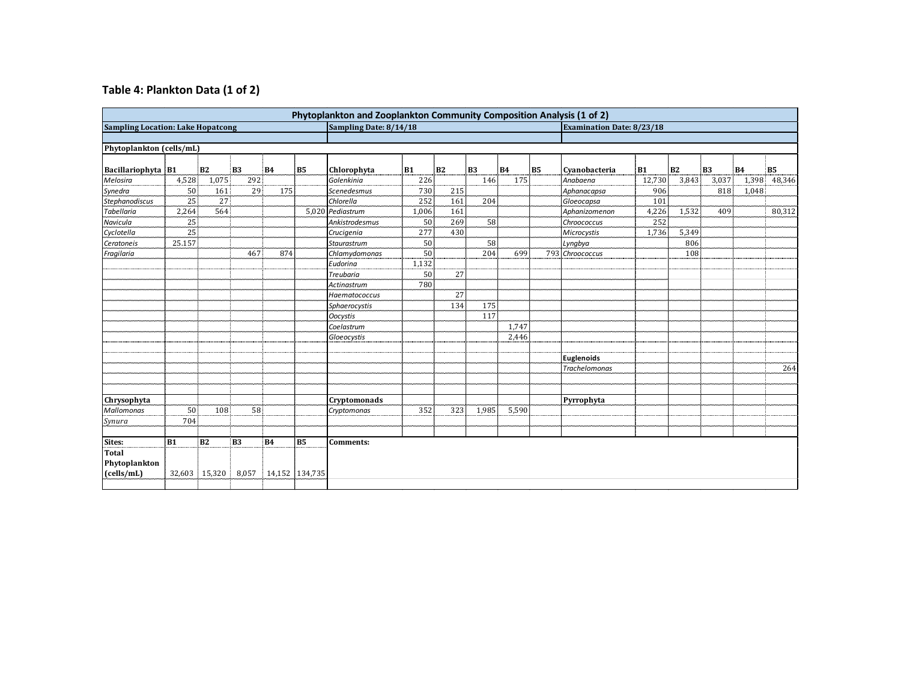## Table 4: Plankton Data (1 of 2)

| Phytoplankton and Zooplankton Community Composition Analysis (1 of 2) | | | | | | | | | | | | | | | | | |
|---|---|---|---|---|---|---|---|---|---|---|---|---|---|---|---|---|---|
| **Sampling Location: Lake Hopatcong** | | | | | | **Sampling Date: 8/14/18** | | | | | | **Examination Date: 8/23/18** | | | | | |
| **Phytoplankton (cells/mL)** | | | | | | | | | | | | | | | | | |
| **Bacillariophyta** | **B1** | **B2** | **B3** | **B4** | **B5** | **Chlorophyta** | **B1** | **B2** | **B3** | **B4** | **B5** | **Cyanobacteria** | **B1** | **B2** | **B3** | **B4** | **B5** |
| *Melosira* | 4,528 | 1,075 | 292 | | | *Golenkinia* | 226 | | 146 | 175 | | *Anabaena* | 12,730 | 3,843 | 3,037 | 1,398 | 48,346 |
| *Synedra* | 50 | 161 | 29 | 175 | | *Scenedesmus* | 730 | 215 | | | | *Aphanacapsa* | 906 | | 818 | 1,048 | |
| *Stephanodiscus* | 25 | 27 | | | | *Chlorella* | 252 | 161 | 204 | | | *Gloeocapsa* | 101 | | | | |
| *Tabellaria* | 2,264 | 564 | | | 5,020 | *Pediastrum* | 1,006 | 161 | | | | *Aphanizomenon* | 4,226 | 1,532 | 409 | | 80,312 |
| *Navicula* | 25 | | | | | *Ankistrodesmus* | 50 | 269 | 58 | | | *Chroococcus* | 252 | | | | |
| *Cyclotella* | 25 | | | | | *Crucigenia* | 277 | 430 | | | | *Microcystis* | 1,736 | 5,349 | | | |
| *Ceratoneis* | 25.157 | | | | | *Staurastrum* | 50 | | 58 | | | *Lyngbya* | | 806 | | | |
| *Fragilaria* | | | 467 | 874 | | *Chlamydomonas* | 50 | | 204 | 699 | 793 | *Chroococcus* | | 108 | | | |
| | | | | | | *Eudorina* | 1,132 | | | | | | | | | | |
| | | | | | | *Treubaria* | 50 | 27 | | | | | | | | | |
| | | | | | | *Actinastrum* | 780 | | | | | | | | | | |
| | | | | | | *Haematococcus* | | 27 | | | | | | | | | |
| | | | | | | *Sphaerocystis* | | 134 | 175 | | | | | | | | |
| | | | | | | *Oocystis* | | | 117 | | | | | | | | |
| | | | | | | *Coelastrum* | | | | 1,747 | | | | | | | |
| | | | | | | *Gloeocystis* | | | | 2,446 | | | | | | | |
| | | | | | | | | | | | | **Euglenoids** | | | | | |
| | | | | | | | | | | | | *Trachelomonas* | | | | | 264 |
| **Chrysophyta** | | | | | | **Cryptomonads** | | | | | | **Pyrrophyta** | | | | | |
| *Mallomonas* | 50 | 108 | 58 | | | *Cryptomonas* | 352 | 323 | 1,985 | 5,590 | | | | | | | |
| *Synura* | 704 | | | | | | | | | | | | | | | | |
| **Sites:** | **B1** | **B2** | **B3** | **B4** | **B5** | **Comments:** | | | | | | | | | | | |
| **Total Phytoplankton (cells/mL)** | 32,603 | 15,320 | 8,057 | 14,152 | 134,735 | | | | | | | | | | | | |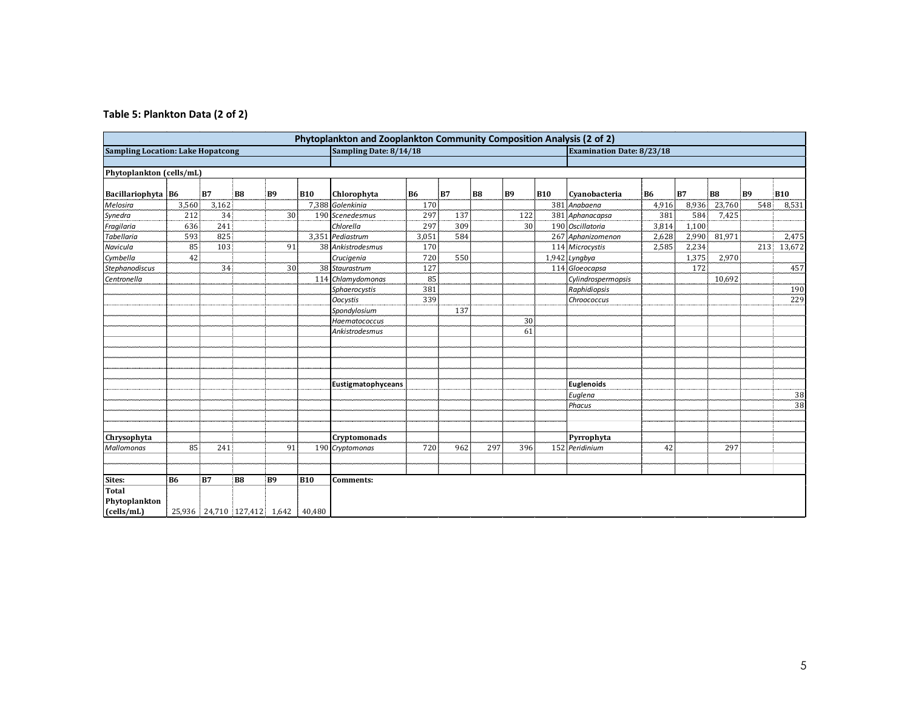**Table 5: Plankton Data (2 of 2)**

| Phytoplankton and Zooplankton Community Composition Analysis (2 of 2) | | | | | | | | | | | | | | | | | |
|---|---|---|---|---|---|---|---|---|---|---|---|---|---|---|---|---|---|
| **Sampling Location: Lake Hopatcong** | | | | | | **Sampling Date: 8/14/18** | | | | | | **Examination Date: 8/23/18** | | | | | |
| **Phytoplankton (cells/mL)** | | | | | | | | | | | | | | | | | |
| **Bacillariophyta** | **B6** | **B7** | **B8** | **B9** | **B10** | **Chlorophyta** | **B6** | **B7** | **B8** | **B9** | **B10** | **Cyanobacteria** | **B6** | **B7** | **B8** | **B9** | **B10** |
| *Melosira* | 3,560 | 3,162 | | | 7,388 | *Golenkinia* | 170 | | | | 381 | *Anabaena* | 4,916 | 8,936 | 23,760 | 548 | 8,531 |
| *Synedra* | 212 | 34 | | 30 | 190 | *Scenedesmus* | 297 | 137 | | 122 | 381 | *Aphanacapsa* | 381 | 584 | 7,425 | | |
| *Fragilaria* | 636 | 241 | | | | *Chlorella* | 297 | 309 | | 30 | 190 | *Oscillatoria* | 3,814 | 1,100 | | | |
| *Tabellaria* | 593 | 825 | | | 3,351 | *Pediastrum* | 3,051 | 584 | | | 267 | *Aphanizomenon* | 2,628 | 2,990 | 81,971 | | 2,475 |
| *Navicula* | 85 | 103 | | 91 | 38 | *Ankistrodesmus* | 170 | | | | 114 | *Microcystis* | 2,585 | 2,234 | | 213 | 13,672 |
| *Cymbella* | 42 | | | | | *Crucigenia* | 720 | 550 | | | 1,942 | *Lyngbya* | | 1,375 | 2,970 | | |
| *Stephanodiscus* | | 34 | | 30 | 38 | *Staurastrum* | 127 | | | | 114 | *Gloeocapsa* | | 172 | | | 457 |
| *Centronella* | | | | | 114 | *Chlamydomonas* | 85 | | | | | *Cylindrospermopsis* | | | 10,692 | | |
| | | | | | | *Sphaerocystis* | 381 | | | | | *Raphidiopsis* | | | | | 190 |
| | | | | | | *Oocystis* | 339 | | | | | *Chroococcus* | | | | | 229 |
| | | | | | | *Spondylosium* | | 137 | | | | | | | | | |
| | | | | | | *Haematococcus* | | | | 30 | | | | | | | |
| | | | | | | *Ankistrodesmus* | | | | 61 | | | | | | | |
| | | | | | | **Eustigmatophyceans** | | | | | | **Euglenoids** | | | | | |
| | | | | | | | | | | | | *Euglena* | | | | | 38 |
| | | | | | | | | | | | | *Phacus* | | | | | 38 |
| **Chrysophyta** | | | | | | **Cryptomonads** | | | | | | **Pyrrophyta** | | | | | |
| *Mallomonas* | 85 | 241 | | 91 | 190 | *Cryptomonas* | 720 | 962 | 297 | 396 | 152 | *Peridinium* | 42 | | 297 | | |
| **Sites:** | **B6** | **B7** | **B8** | **B9** | **B10** | **Comments:** | | | | | | | | | | | |
| **Total Phytoplankton (cells/mL)** | 25,936 | 24,710 | 127,412 | 1,642 | 40,480 | | | | | | | | | | | | |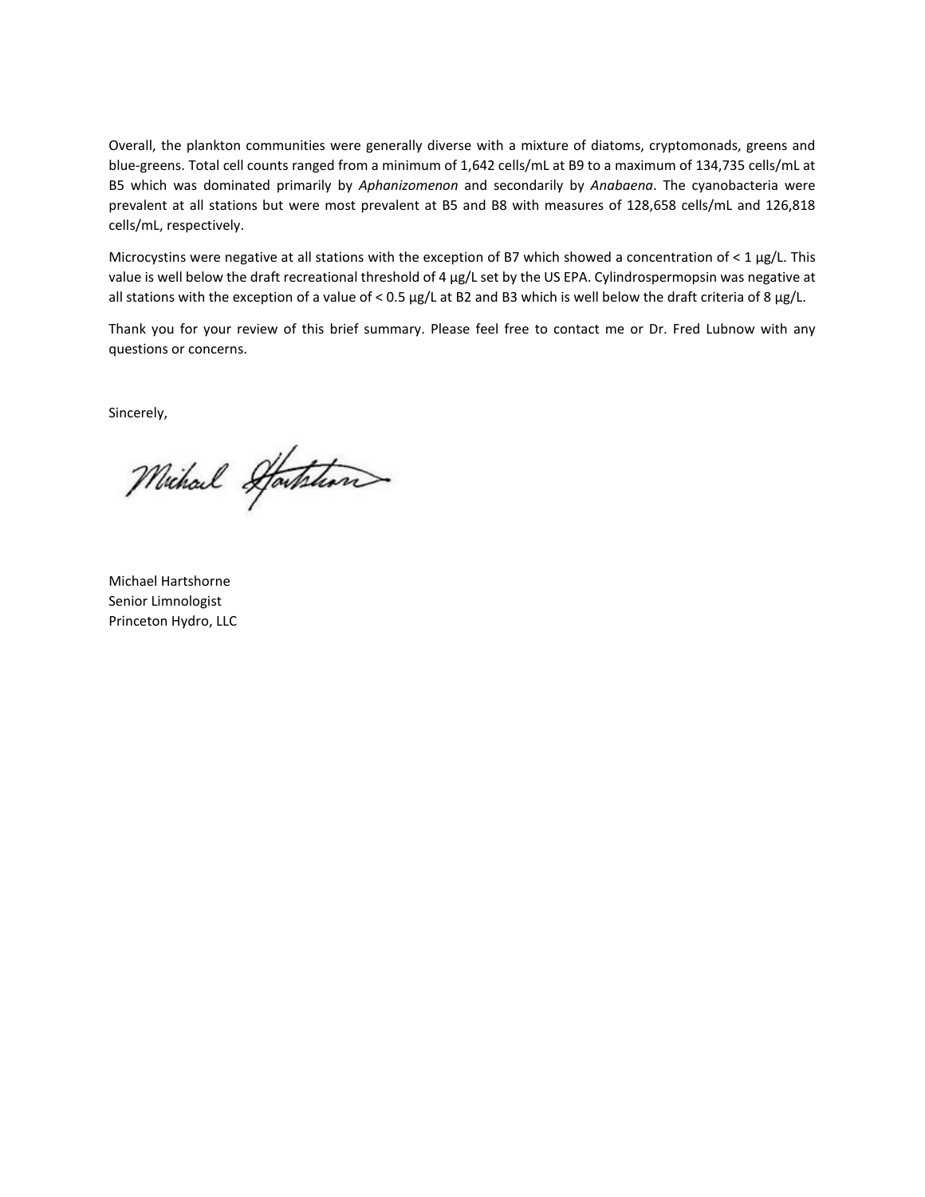Overall, the plankton communities were generally diverse with a mixture of diatoms, cryptomonads, greens and blue-greens. Total cell counts ranged from a minimum of 1,642 cells/mL at B9 to a maximum of 134,735 cells/mL at B5 which was dominated primarily by *Aphanizomenon* and secondarily by *Anabaena*. The cyanobacteria were prevalent at all stations but were most prevalent at B5 and B8 with measures of 128,658 cells/mL and 126,818 cells/mL, respectively.

Microcystins were negative at all stations with the exception of B7 which showed a concentration of < 1 µg/L. This value is well below the draft recreational threshold of 4 µg/L set by the US EPA. Cylindrospermopsin was negative at all stations with the exception of a value of < 0.5 µg/L at B2 and B3 which is well below the draft criteria of 8 µg/L.

Thank you for your review of this brief summary. Please feel free to contact me or Dr. Fred Lubnow with any questions or concerns.

Sincerely,

Michael Hartshorne
Senior Limnologist
Princeton Hydro, LLC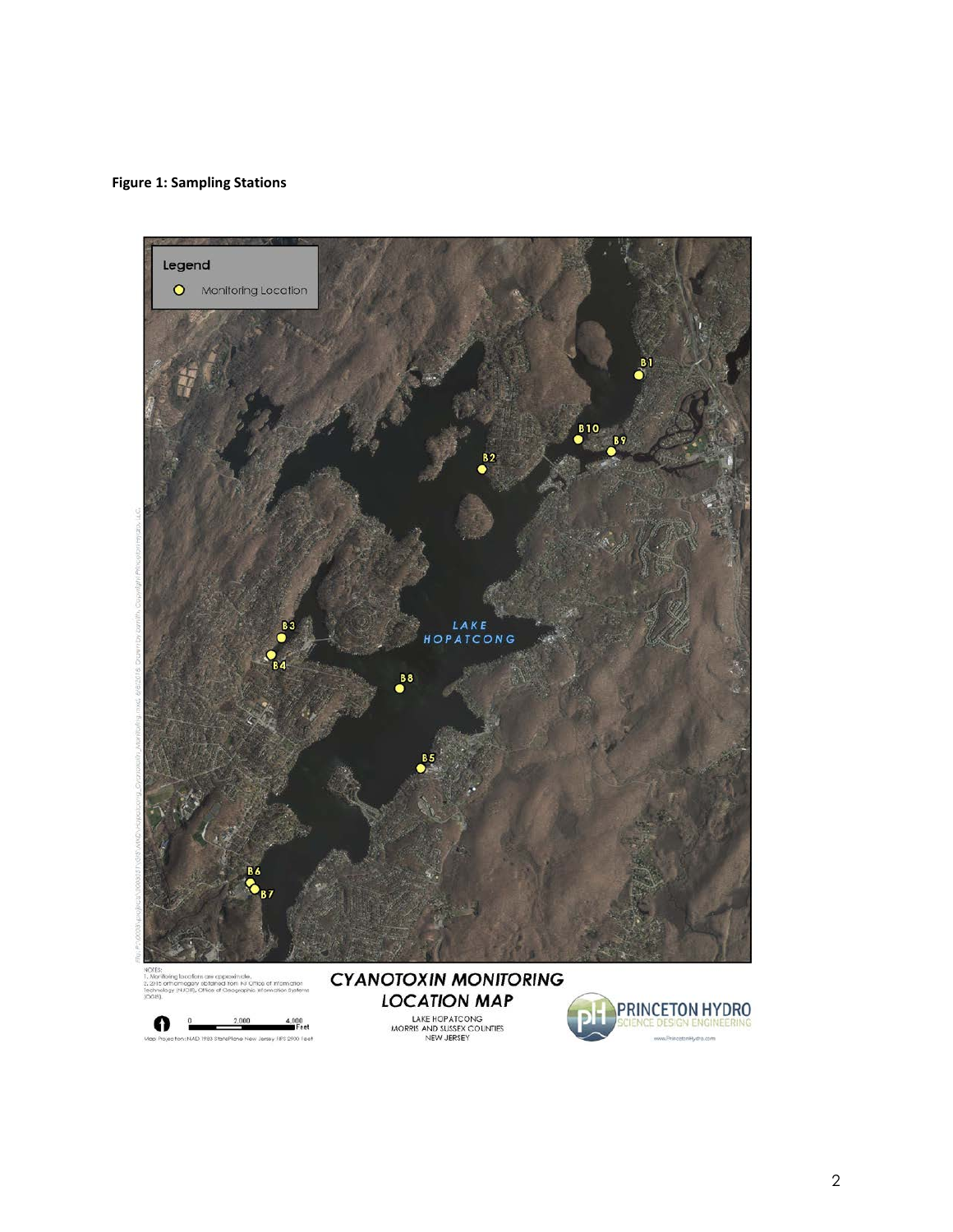**Figure 1: Sampling Stations**

Legend

Monitoring Location

B1

B10

B9

B2

LAKE HOPATCONG

B3

B4

B8

B5

B6

B7

NOTES:
1. Monitoring locations are approximate.
2. 2015 orthoimagery obtained from NJ Office of Information Technology (NJOIT), Office of Geographic Information Systems (OGIS).

0 2,000 4,000 Feet

Map Projection: NAD 1983 StatePlane New Jersey FIPS 2900 Feet

CYANOTOXIN MONITORING LOCATION MAP

LAKE HOPATCONG
MORRIS AND SUSSEX COUNTIES
NEW JERSEY

PRINCETON HYDRO
SCIENCE DESIGN ENGINEERING

www.PrincetonHydro.com